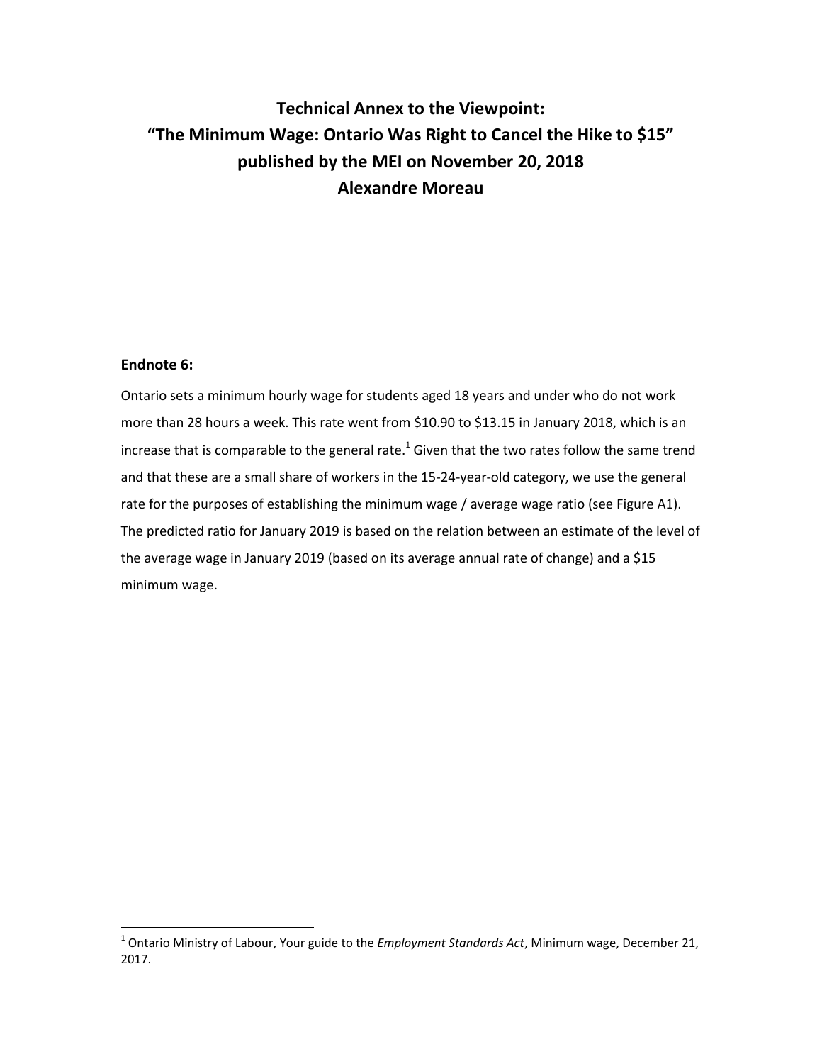# Technical Annex to the Viewpoint:
# "The Minimum Wage: Ontario Was Right to Cancel the Hike to $15"
# published by the MEI on November 20, 2018
# Alexandre Moreau

**Endnote 6:**

Ontario sets a minimum hourly wage for students aged 18 years and under who do not work more than 28 hours a week. This rate went from $10.90 to $13.15 in January 2018, which is an increase that is comparable to the general rate.[1] Given that the two rates follow the same trend and that these are a small share of workers in the 15-24-year-old category, we use the general rate for the purposes of establishing the minimum wage / average wage ratio (see Figure A1). The predicted ratio for January 2019 is based on the relation between an estimate of the level of the average wage in January 2019 (based on its average annual rate of change) and a $15 minimum wage.

[1] Ontario Ministry of Labour, Your guide to the *Employment Standards Act*, Minimum wage, December 21, 2017.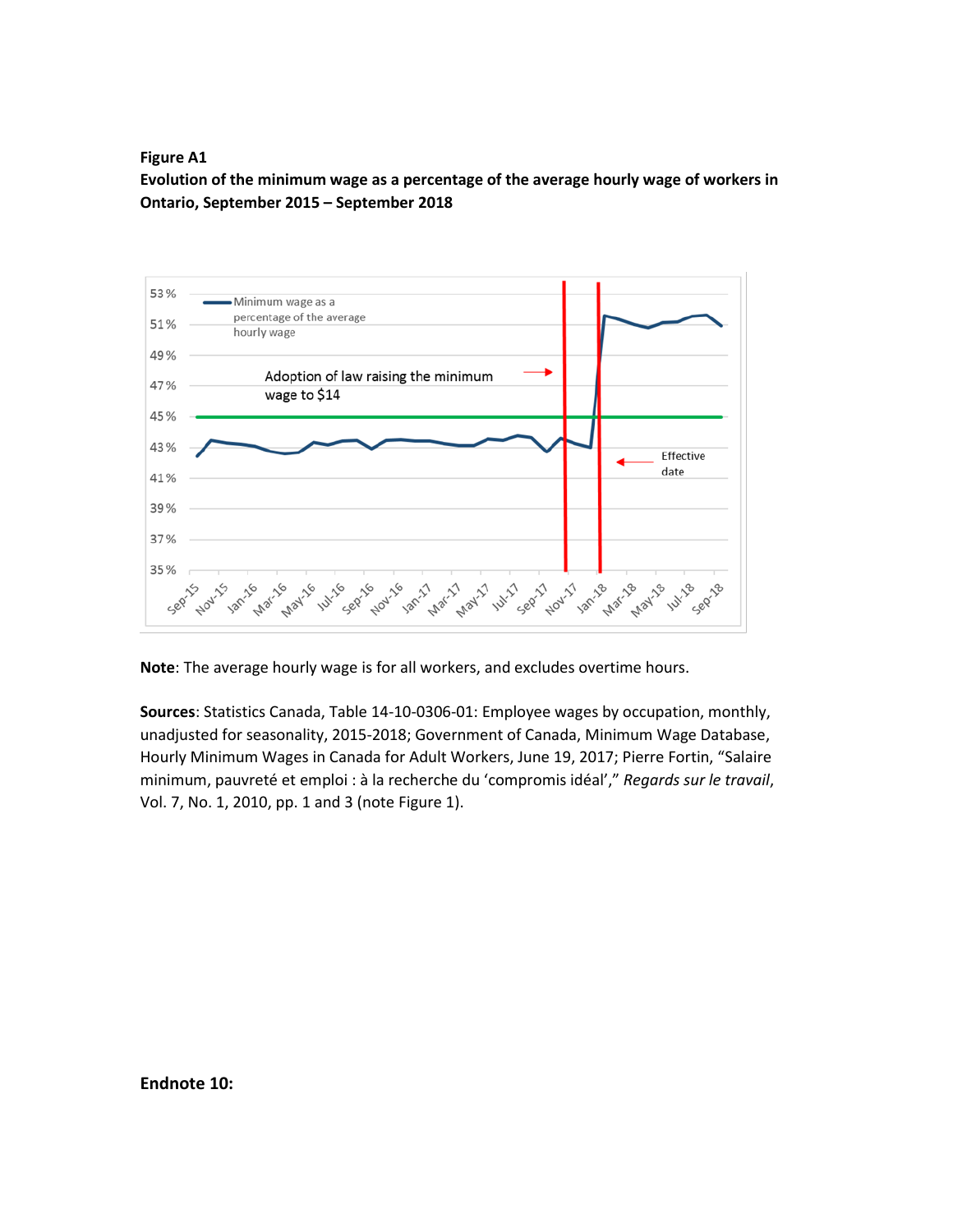**Figure A1**

**Evolution of the minimum wage as a percentage of the average hourly wage of workers in Ontario, September 2015 – September 2018**

**Note**: The average hourly wage is for all workers, and excludes overtime hours.

**Sources**: Statistics Canada, Table 14-10-0306-01: Employee wages by occupation, monthly, unadjusted for seasonality, 2015-2018; Government of Canada, Minimum Wage Database, Hourly Minimum Wages in Canada for Adult Workers, June 19, 2017; Pierre Fortin, “Salaire minimum, pauvreté et emploi : à la recherche du ‘compromis idéal’,” *Regards sur le travail*, Vol. 7, No. 1, 2010, pp. 1 and 3 (note Figure 1).

**Endnote 10:**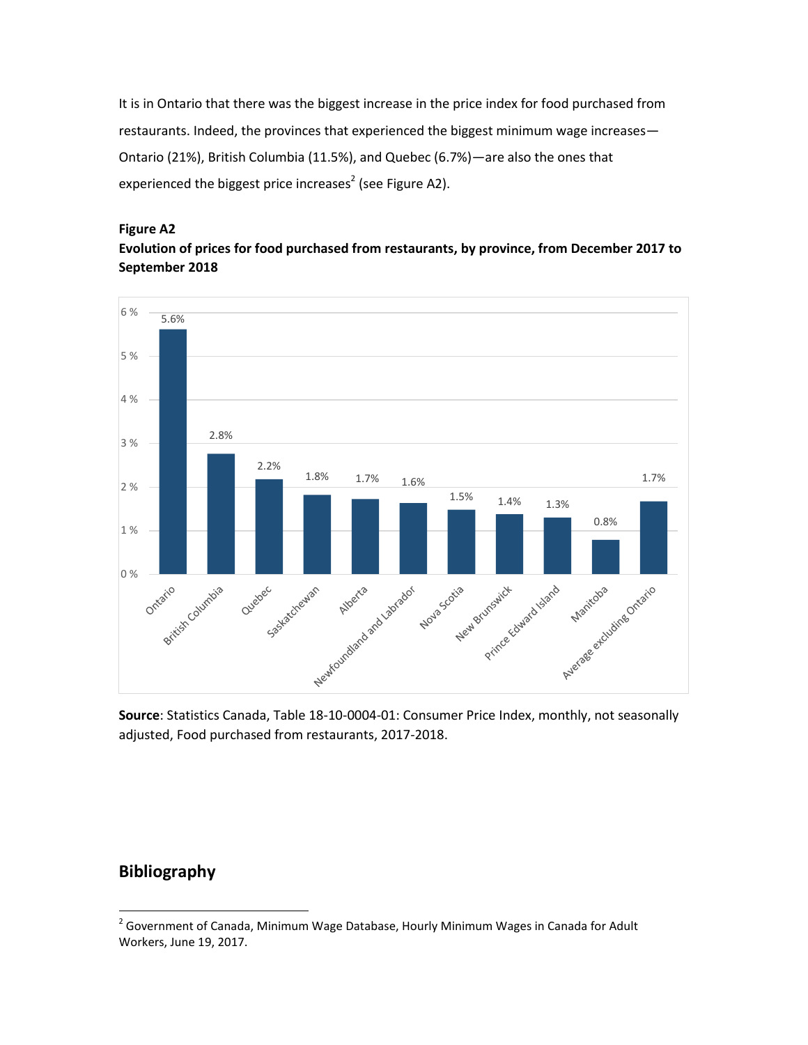It is in Ontario that there was the biggest increase in the price index for food purchased from restaurants. Indeed, the provinces that experienced the biggest minimum wage increases—Ontario (21%), British Columbia (11.5%), and Quebec (6.7%)—are also the ones that experienced the biggest price increases[2] (see Figure A2).

**Figure A2**
**Evolution of prices for food purchased from restaurants, by province, from December 2017 to September 2018**

| Province | Price change |
|---|---|
| Ontario | 5.6% |
| British Columbia | 2.8% |
| Quebec | 2.2% |
| Saskatchewan | 1.8% |
| Alberta | 1.7% |
| Newfoundland and Labrador | 1.6% |
| Nova Scotia | 1.5% |
| New Brunswick | 1.4% |
| Prince Edward Island | 1.3% |
| Manitoba | 0.8% |
| Average excluding Ontario | 1.7% |

**Source**: Statistics Canada, Table 18-10-0004-01: Consumer Price Index, monthly, not seasonally adjusted, Food purchased from restaurants, 2017-2018.

## Bibliography

[2] Government of Canada, Minimum Wage Database, Hourly Minimum Wages in Canada for Adult Workers, June 19, 2017.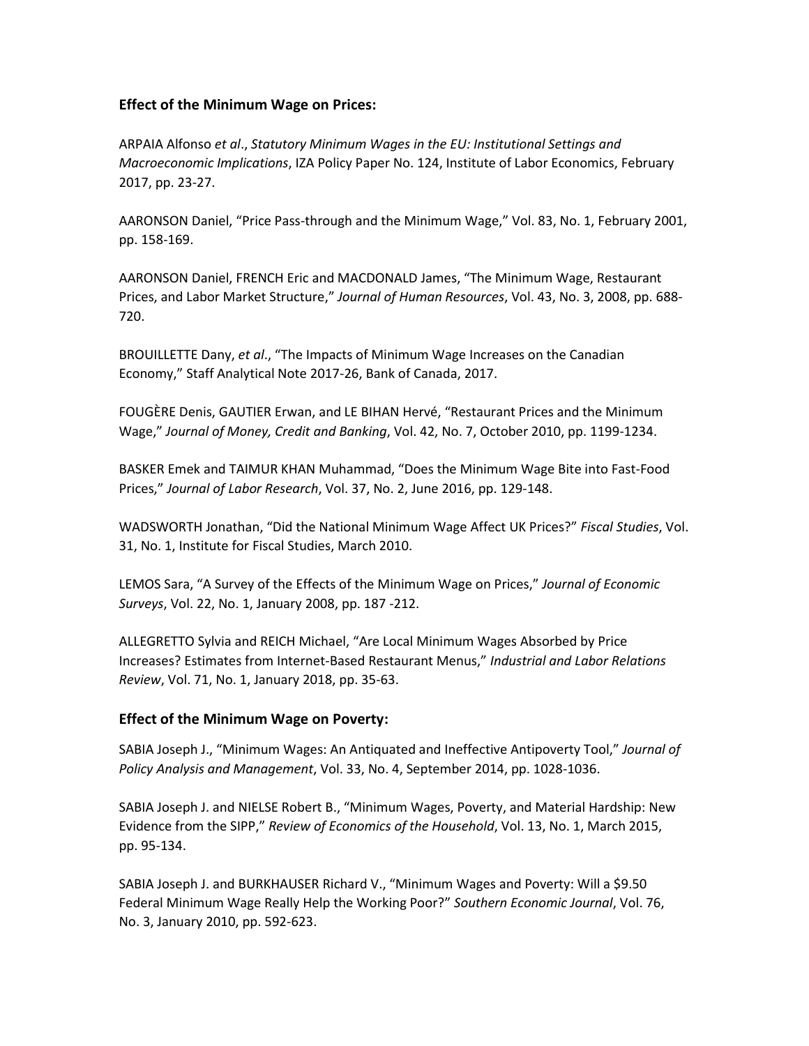### **Effect of the Minimum Wage on Prices:**

ARPAIA Alfonso *et al*., *Statutory Minimum Wages in the EU: Institutional Settings and Macroeconomic Implications*, IZA Policy Paper No. 124, Institute of Labor Economics, February 2017, pp. 23-27.

AARONSON Daniel, "Price Pass-through and the Minimum Wage," Vol. 83, No. 1, February 2001, pp. 158-169.

AARONSON Daniel, FRENCH Eric and MACDONALD James, "The Minimum Wage, Restaurant Prices, and Labor Market Structure," *Journal of Human Resources*, Vol. 43, No. 3, 2008, pp. 688-720.

BROUILLETTE Dany, *et al*., "The Impacts of Minimum Wage Increases on the Canadian Economy," Staff Analytical Note 2017-26, Bank of Canada, 2017.

FOUGÈRE Denis, GAUTIER Erwan, and LE BIHAN Hervé, "Restaurant Prices and the Minimum Wage," *Journal of Money, Credit and Banking*, Vol. 42, No. 7, October 2010, pp. 1199-1234.

BASKER Emek and TAIMUR KHAN Muhammad, "Does the Minimum Wage Bite into Fast-Food Prices," *Journal of Labor Research*, Vol. 37, No. 2, June 2016, pp. 129-148.

WADSWORTH Jonathan, "Did the National Minimum Wage Affect UK Prices?" *Fiscal Studies*, Vol. 31, No. 1, Institute for Fiscal Studies, March 2010.

LEMOS Sara, "A Survey of the Effects of the Minimum Wage on Prices," *Journal of Economic Surveys*, Vol. 22, No. 1, January 2008, pp. 187 -212.

ALLEGRETTO Sylvia and REICH Michael, "Are Local Minimum Wages Absorbed by Price Increases? Estimates from Internet-Based Restaurant Menus," *Industrial and Labor Relations Review*, Vol. 71, No. 1, January 2018, pp. 35-63.

### **Effect of the Minimum Wage on Poverty:**

SABIA Joseph J., "Minimum Wages: An Antiquated and Ineffective Antipoverty Tool," *Journal of Policy Analysis and Management*, Vol. 33, No. 4, September 2014, pp. 1028-1036.

SABIA Joseph J. and NIELSE Robert B., "Minimum Wages, Poverty, and Material Hardship: New Evidence from the SIPP," *Review of Economics of the Household*, Vol. 13, No. 1, March 2015, pp. 95-134.

SABIA Joseph J. and BURKHAUSER Richard V., "Minimum Wages and Poverty: Will a $9.50 Federal Minimum Wage Really Help the Working Poor?" *Southern Economic Journal*, Vol. 76, No. 3, January 2010, pp. 592-623.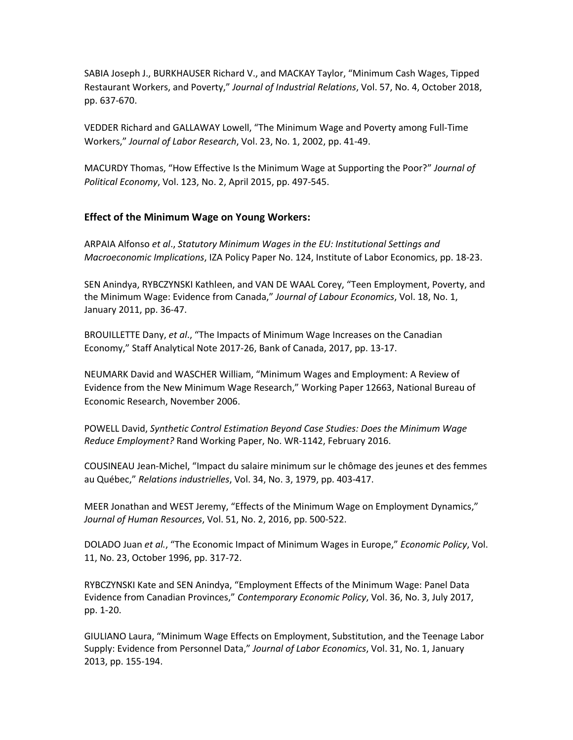SABIA Joseph J., BURKHAUSER Richard V., and MACKAY Taylor, "Minimum Cash Wages, Tipped Restaurant Workers, and Poverty," *Journal of Industrial Relations*, Vol. 57, No. 4, October 2018, pp. 637-670.

VEDDER Richard and GALLAWAY Lowell, "The Minimum Wage and Poverty among Full-Time Workers," *Journal of Labor Research*, Vol. 23, No. 1, 2002, pp. 41-49.

MACURDY Thomas, "How Effective Is the Minimum Wage at Supporting the Poor?" *Journal of Political Economy*, Vol. 123, No. 2, April 2015, pp. 497-545.

### Effect of the Minimum Wage on Young Workers:

ARPAIA Alfonso *et al*., *Statutory Minimum Wages in the EU: Institutional Settings and Macroeconomic Implications*, IZA Policy Paper No. 124, Institute of Labor Economics, pp. 18-23.

SEN Anindya, RYBCZYNSKI Kathleen, and VAN DE WAAL Corey, "Teen Employment, Poverty, and the Minimum Wage: Evidence from Canada," *Journal of Labour Economics*, Vol. 18, No. 1, January 2011, pp. 36-47.

BROUILLETTE Dany, *et al*., "The Impacts of Minimum Wage Increases on the Canadian Economy," Staff Analytical Note 2017-26, Bank of Canada, 2017, pp. 13-17.

NEUMARK David and WASCHER William, "Minimum Wages and Employment: A Review of Evidence from the New Minimum Wage Research," Working Paper 12663, National Bureau of Economic Research, November 2006.

POWELL David, *Synthetic Control Estimation Beyond Case Studies: Does the Minimum Wage Reduce Employment?* Rand Working Paper, No. WR-1142, February 2016.

COUSINEAU Jean-Michel, "Impact du salaire minimum sur le chômage des jeunes et des femmes au Québec," *Relations industrielles*, Vol. 34, No. 3, 1979, pp. 403-417.

MEER Jonathan and WEST Jeremy, "Effects of the Minimum Wage on Employment Dynamics," *Journal of Human Resources*, Vol. 51, No. 2, 2016, pp. 500-522.

DOLADO Juan *et al.*, "The Economic Impact of Minimum Wages in Europe," *Economic Policy*, Vol. 11, No. 23, October 1996, pp. 317-72.

RYBCZYNSKI Kate and SEN Anindya, "Employment Effects of the Minimum Wage: Panel Data Evidence from Canadian Provinces," *Contemporary Economic Policy*, Vol. 36, No. 3, July 2017, pp. 1-20.

GIULIANO Laura, "Minimum Wage Effects on Employment, Substitution, and the Teenage Labor Supply: Evidence from Personnel Data," *Journal of Labor Economics*, Vol. 31, No. 1, January 2013, pp. 155-194.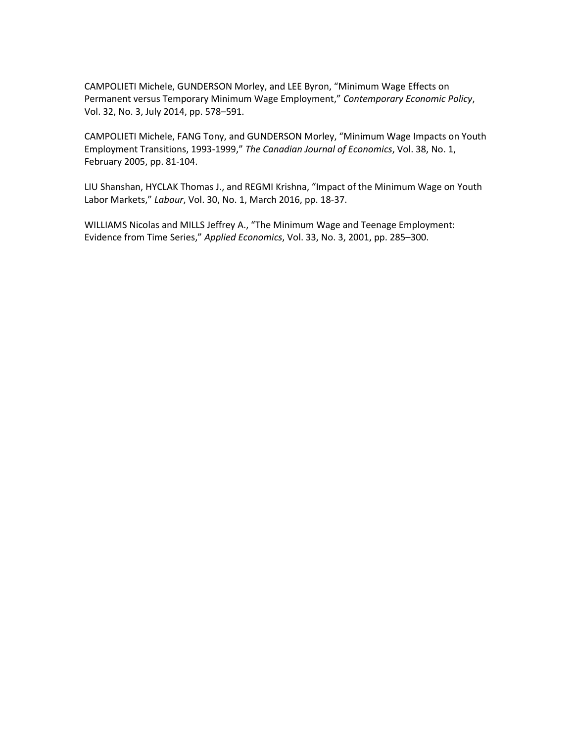CAMPOLIETI Michele, GUNDERSON Morley, and LEE Byron, “Minimum Wage Effects on Permanent versus Temporary Minimum Wage Employment,” *Contemporary Economic Policy*, Vol. 32, No. 3, July 2014, pp. 578–591.

CAMPOLIETI Michele, FANG Tony, and GUNDERSON Morley, “Minimum Wage Impacts on Youth Employment Transitions, 1993-1999,” *The Canadian Journal of Economics*, Vol. 38, No. 1, February 2005, pp. 81-104.

LIU Shanshan, HYCLAK Thomas J., and REGMI Krishna, “Impact of the Minimum Wage on Youth Labor Markets,” *Labour*, Vol. 30, No. 1, March 2016, pp. 18-37.

WILLIAMS Nicolas and MILLS Jeffrey A., “The Minimum Wage and Teenage Employment: Evidence from Time Series,” *Applied Economics*, Vol. 33, No. 3, 2001, pp. 285–300.